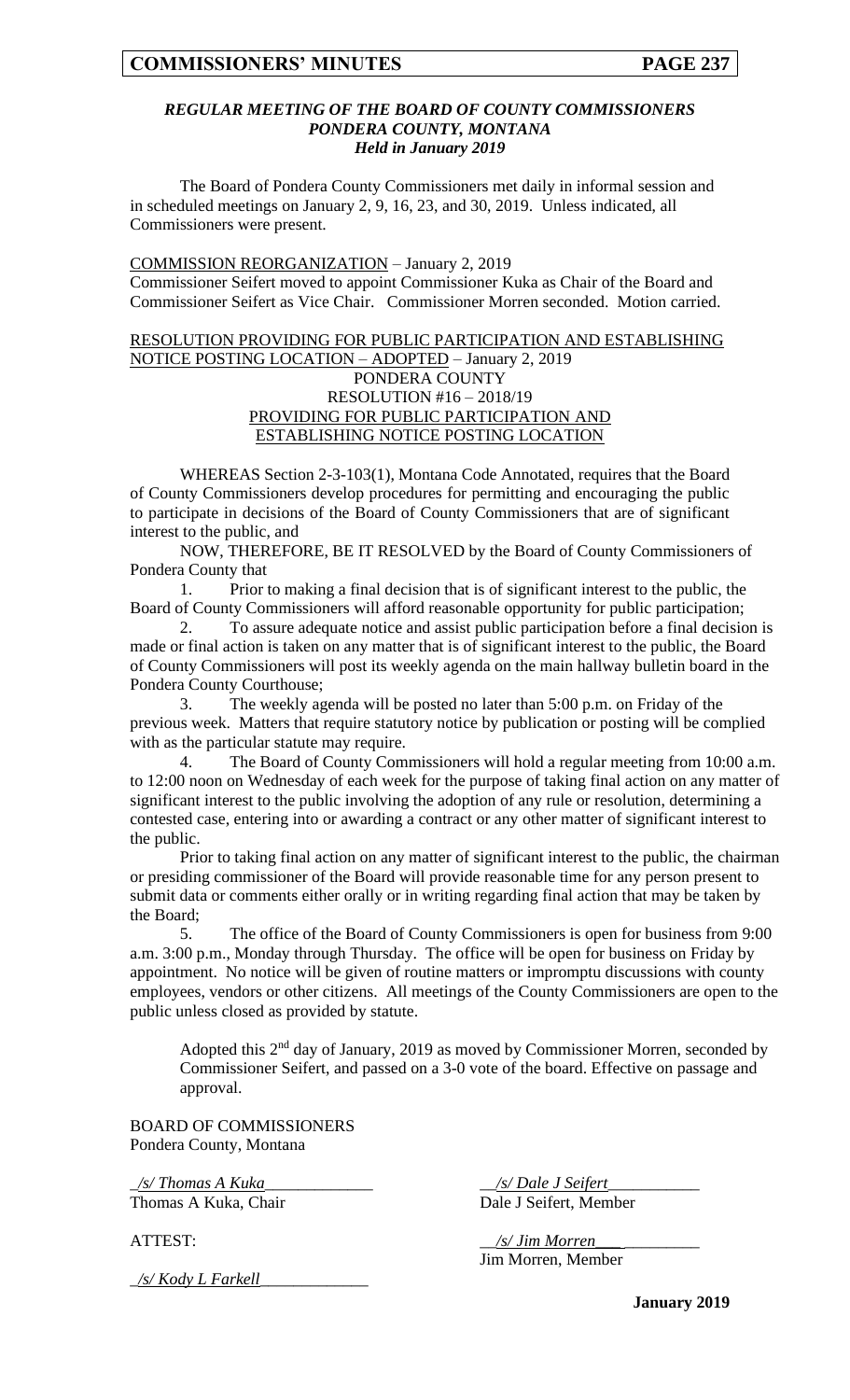### *REGULAR MEETING OF THE BOARD OF COUNTY COMMISSIONERS*
### *PONDERA COUNTY, MONTANA*
### *Held in January 2019*

The Board of Pondera County Commissioners met daily in informal session and in scheduled meetings on January 2, 9, 16, 23, and 30, 2019. Unless indicated, all Commissioners were present.

COMMISSION REORGANIZATION – January 2, 2019
Commissioner Seifert moved to appoint Commissioner Kuka as Chair of the Board and Commissioner Seifert as Vice Chair. Commissioner Morren seconded. Motion carried.

RESOLUTION PROVIDING FOR PUBLIC PARTICIPATION AND ESTABLISHING NOTICE POSTING LOCATION – ADOPTED – January 2, 2019

PONDERA COUNTY
RESOLUTION #16 – 2018/19
PROVIDING FOR PUBLIC PARTICIPATION AND
ESTABLISHING NOTICE POSTING LOCATION

WHEREAS Section 2-3-103(1), Montana Code Annotated, requires that the Board of County Commissioners develop procedures for permitting and encouraging the public to participate in decisions of the Board of County Commissioners that are of significant interest to the public, and

NOW, THEREFORE, BE IT RESOLVED by the Board of County Commissioners of Pondera County that

1. Prior to making a final decision that is of significant interest to the public, the Board of County Commissioners will afford reasonable opportunity for public participation;
2. To assure adequate notice and assist public participation before a final decision is made or final action is taken on any matter that is of significant interest to the public, the Board of County Commissioners will post its weekly agenda on the main hallway bulletin board in the Pondera County Courthouse;
3. The weekly agenda will be posted no later than 5:00 p.m. on Friday of the previous week. Matters that require statutory notice by publication or posting will be complied with as the particular statute may require.
4. The Board of County Commissioners will hold a regular meeting from 10:00 a.m. to 12:00 noon on Wednesday of each week for the purpose of taking final action on any matter of significant interest to the public involving the adoption of any rule or resolution, determining a contested case, entering into or awarding a contract or any other matter of significant interest to the public.

   Prior to taking final action on any matter of significant interest to the public, the chairman or presiding commissioner of the Board will provide reasonable time for any person present to submit data or comments either orally or in writing regarding final action that may be taken by the Board;
5. The office of the Board of County Commissioners is open for business from 9:00 a.m. 3:00 p.m., Monday through Thursday. The office will be open for business on Friday by appointment. No notice will be given of routine matters or impromptu discussions with county employees, vendors or other citizens. All meetings of the County Commissioners are open to the public unless closed as provided by statute.

Adopted this 2nd day of January, 2019 as moved by Commissioner Morren, seconded by Commissioner Seifert, and passed on a 3-0 vote of the board. Effective on passage and approval.

BOARD OF COMMISSIONERS
Pondera County, Montana

*/s/ Thomas A Kuka*
Thomas A Kuka, Chair

*/s/ Dale J Seifert*
Dale J Seifert, Member

ATTEST:

*/s/ Jim Morren*
Jim Morren, Member

*/s/ Kody L Farkell*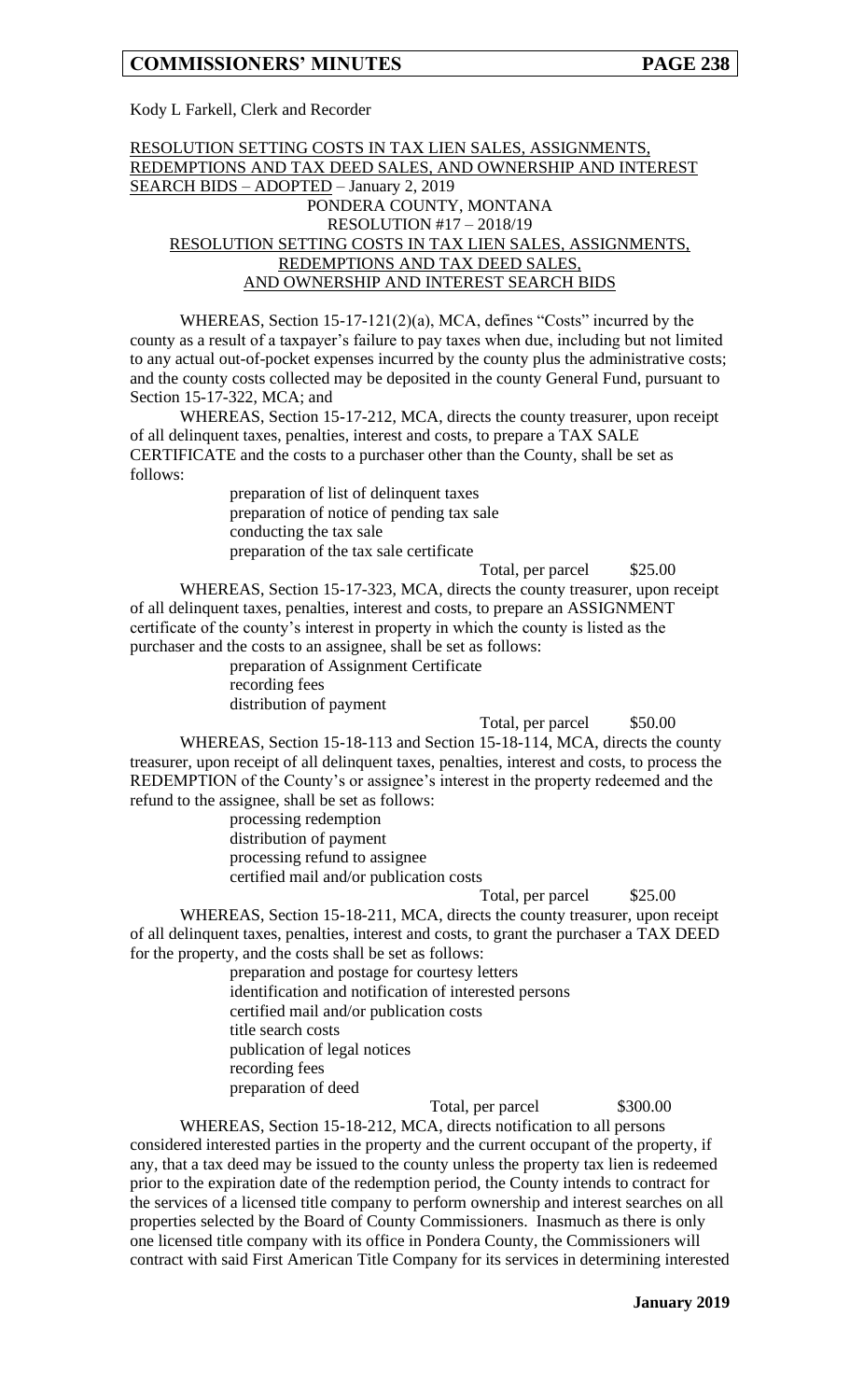Kody L Farkell, Clerk and Recorder

RESOLUTION SETTING COSTS IN TAX LIEN SALES, ASSIGNMENTS, REDEMPTIONS AND TAX DEED SALES, AND OWNERSHIP AND INTEREST SEARCH BIDS – ADOPTED – January 2, 2019

PONDERA COUNTY, MONTANA

RESOLUTION #17 – 2018/19

RESOLUTION SETTING COSTS IN TAX LIEN SALES, ASSIGNMENTS, REDEMPTIONS AND TAX DEED SALES, AND OWNERSHIP AND INTEREST SEARCH BIDS

WHEREAS, Section 15-17-121(2)(a), MCA, defines "Costs" incurred by the county as a result of a taxpayer's failure to pay taxes when due, including but not limited to any actual out-of-pocket expenses incurred by the county plus the administrative costs; and the county costs collected may be deposited in the county General Fund, pursuant to Section 15-17-322, MCA; and

WHEREAS, Section 15-17-212, MCA, directs the county treasurer, upon receipt of all delinquent taxes, penalties, interest and costs, to prepare a TAX SALE CERTIFICATE and the costs to a purchaser other than the County, shall be set as follows:

preparation of list of delinquent taxes
preparation of notice of pending tax sale
conducting the tax sale
preparation of the tax sale certificate

Total, per parcel $25.00

WHEREAS, Section 15-17-323, MCA, directs the county treasurer, upon receipt of all delinquent taxes, penalties, interest and costs, to prepare an ASSIGNMENT certificate of the county's interest in property in which the county is listed as the purchaser and the costs to an assignee, shall be set as follows:

preparation of Assignment Certificate
recording fees
distribution of payment

Total, per parcel $50.00

WHEREAS, Section 15-18-113 and Section 15-18-114, MCA, directs the county treasurer, upon receipt of all delinquent taxes, penalties, interest and costs, to process the REDEMPTION of the County's or assignee's interest in the property redeemed and the refund to the assignee, shall be set as follows:

processing redemption
distribution of payment
processing refund to assignee
certified mail and/or publication costs

Total, per parcel $25.00

WHEREAS, Section 15-18-211, MCA, directs the county treasurer, upon receipt of all delinquent taxes, penalties, interest and costs, to grant the purchaser a TAX DEED for the property, and the costs shall be set as follows:

preparation and postage for courtesy letters
identification and notification of interested persons
certified mail and/or publication costs
title search costs
publication of legal notices
recording fees
preparation of deed

Total, per parcel $300.00

WHEREAS, Section 15-18-212, MCA, directs notification to all persons considered interested parties in the property and the current occupant of the property, if any, that a tax deed may be issued to the county unless the property tax lien is redeemed prior to the expiration date of the redemption period, the County intends to contract for the services of a licensed title company to perform ownership and interest searches on all properties selected by the Board of County Commissioners. Inasmuch as there is only one licensed title company with its office in Pondera County, the Commissioners will contract with said First American Title Company for its services in determining interested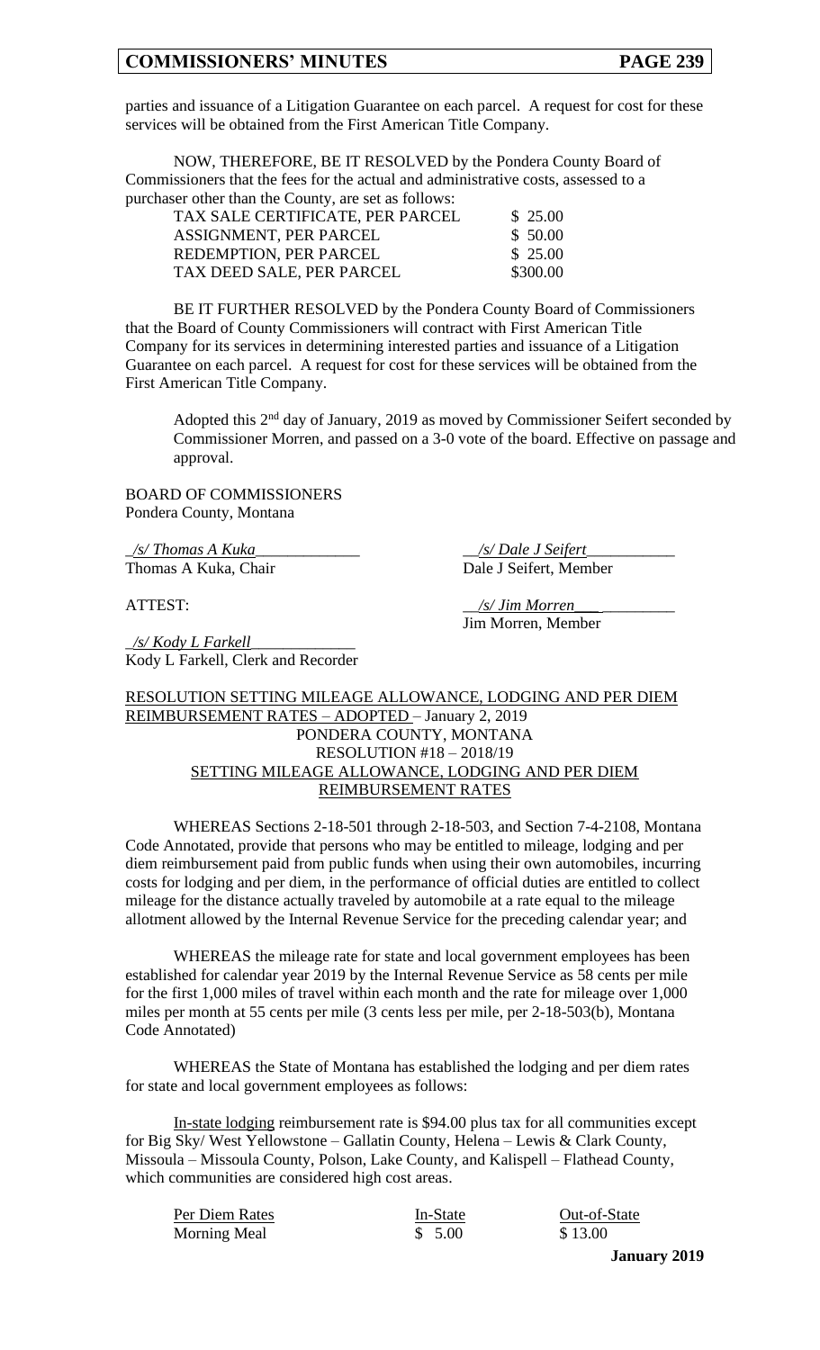parties and issuance of a Litigation Guarantee on each parcel. A request for cost for these services will be obtained from the First American Title Company.

NOW, THEREFORE, BE IT RESOLVED by the Pondera County Board of Commissioners that the fees for the actual and administrative costs, assessed to a purchaser other than the County, are set as follows:

| | |
|---|---|
| TAX SALE CERTIFICATE, PER PARCEL | $ 25.00 |
| ASSIGNMENT, PER PARCEL | $ 50.00 |
| REDEMPTION, PER PARCEL | $ 25.00 |
| TAX DEED SALE, PER PARCEL | $300.00 |

BE IT FURTHER RESOLVED by the Pondera County Board of Commissioners that the Board of County Commissioners will contract with First American Title Company for its services in determining interested parties and issuance of a Litigation Guarantee on each parcel. A request for cost for these services will be obtained from the First American Title Company.

Adopted this 2nd day of January, 2019 as moved by Commissioner Seifert seconded by Commissioner Morren, and passed on a 3-0 vote of the board. Effective on passage and approval.

BOARD OF COMMISSIONERS
Pondera County, Montana

*/s/ Thomas A Kuka*
Thomas A Kuka, Chair

*/s/ Dale J Seifert*
Dale J Seifert, Member

ATTEST:

*/s/ Jim Morren*
Jim Morren, Member

*/s/ Kody L Farkell*
Kody L Farkell, Clerk and Recorder

RESOLUTION SETTING MILEAGE ALLOWANCE, LODGING AND PER DIEM REIMBURSEMENT RATES – ADOPTED – January 2, 2019

PONDERA COUNTY, MONTANA
RESOLUTION #18 – 2018/19
SETTING MILEAGE ALLOWANCE, LODGING AND PER DIEM REIMBURSEMENT RATES

WHEREAS Sections 2-18-501 through 2-18-503, and Section 7-4-2108, Montana Code Annotated, provide that persons who may be entitled to mileage, lodging and per diem reimbursement paid from public funds when using their own automobiles, incurring costs for lodging and per diem, in the performance of official duties are entitled to collect mileage for the distance actually traveled by automobile at a rate equal to the mileage allotment allowed by the Internal Revenue Service for the preceding calendar year; and

WHEREAS the mileage rate for state and local government employees has been established for calendar year 2019 by the Internal Revenue Service as 58 cents per mile for the first 1,000 miles of travel within each month and the rate for mileage over 1,000 miles per month at 55 cents per mile (3 cents less per mile, per 2-18-503(b), Montana Code Annotated)

WHEREAS the State of Montana has established the lodging and per diem rates for state and local government employees as follows:

In-state lodging reimbursement rate is $94.00 plus tax for all communities except for Big Sky/ West Yellowstone – Gallatin County, Helena – Lewis & Clark County, Missoula – Missoula County, Polson, Lake County, and Kalispell – Flathead County, which communities are considered high cost areas.

| Per Diem Rates | In-State | Out-of-State |
|---|---|---|
| Morning Meal | $ 5.00 | $ 13.00 |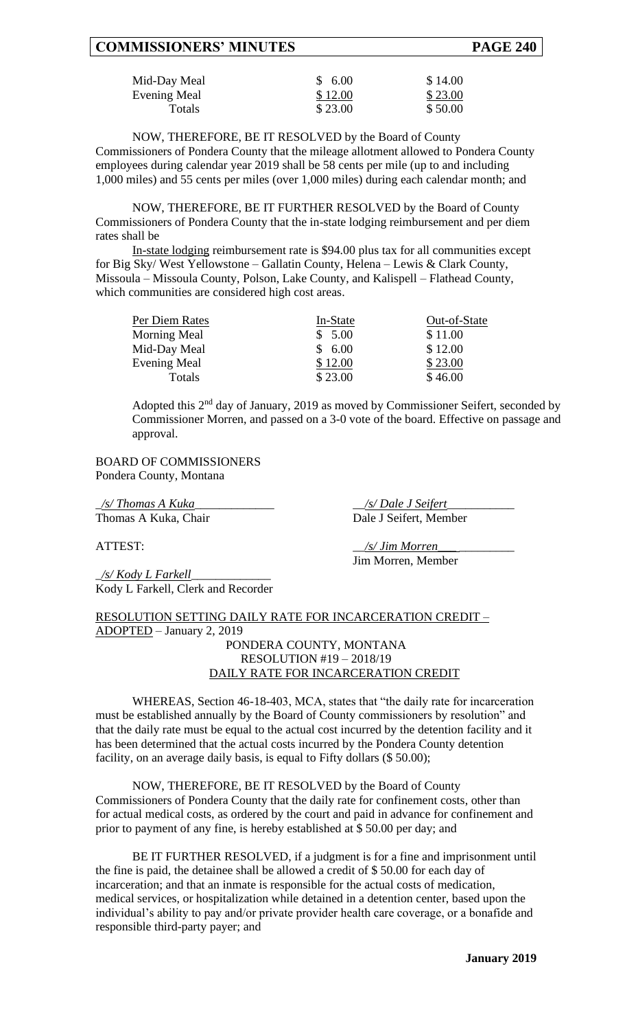| | | |
|---|---|---|
| Mid-Day Meal | $ 6.00 | $ 14.00 |
| Evening Meal | $ 12.00 | $ 23.00 |
| Totals | $ 23.00 | $ 50.00 |

NOW, THEREFORE, BE IT RESOLVED by the Board of County Commissioners of Pondera County that the mileage allotment allowed to Pondera County employees during calendar year 2019 shall be 58 cents per mile (up to and including 1,000 miles) and 55 cents per miles (over 1,000 miles) during each calendar month; and

NOW, THEREFORE, BE IT FURTHER RESOLVED by the Board of County Commissioners of Pondera County that the in-state lodging reimbursement and per diem rates shall be

In-state lodging reimbursement rate is $94.00 plus tax for all communities except for Big Sky/ West Yellowstone – Gallatin County, Helena – Lewis & Clark County, Missoula – Missoula County, Polson, Lake County, and Kalispell – Flathead County, which communities are considered high cost areas.

| Per Diem Rates | In-State | Out-of-State |
|---|---|---|
| Morning Meal | $ 5.00 | $ 11.00 |
| Mid-Day Meal | $ 6.00 | $ 12.00 |
| Evening Meal | $ 12.00 | $ 23.00 |
| Totals | $ 23.00 | $ 46.00 |

Adopted this 2nd day of January, 2019 as moved by Commissioner Seifert, seconded by Commissioner Morren, and passed on a 3-0 vote of the board. Effective on passage and approval.

BOARD OF COMMISSIONERS
Pondera County, Montana

*/s/ Thomas A Kuka*
Thomas A Kuka, Chair

*/s/ Dale J Seifert*
Dale J Seifert, Member

ATTEST:

*/s/ Jim Morren*
Jim Morren, Member

*/s/ Kody L Farkell*
Kody L Farkell, Clerk and Recorder

RESOLUTION SETTING DAILY RATE FOR INCARCERATION CREDIT – ADOPTED – January 2, 2019

PONDERA COUNTY, MONTANA
RESOLUTION #19 – 2018/19
DAILY RATE FOR INCARCERATION CREDIT

WHEREAS, Section 46-18-403, MCA, states that "the daily rate for incarceration must be established annually by the Board of County commissioners by resolution" and that the daily rate must be equal to the actual cost incurred by the detention facility and it has been determined that the actual costs incurred by the Pondera County detention facility, on an average daily basis, is equal to Fifty dollars ($ 50.00);

NOW, THEREFORE, BE IT RESOLVED by the Board of County Commissioners of Pondera County that the daily rate for confinement costs, other than for actual medical costs, as ordered by the court and paid in advance for confinement and prior to payment of any fine, is hereby established at $ 50.00 per day; and

BE IT FURTHER RESOLVED, if a judgment is for a fine and imprisonment until the fine is paid, the detainee shall be allowed a credit of $ 50.00 for each day of incarceration; and that an inmate is responsible for the actual costs of medication, medical services, or hospitalization while detained in a detention center, based upon the individual's ability to pay and/or private provider health care coverage, or a bonafide and responsible third-party payer; and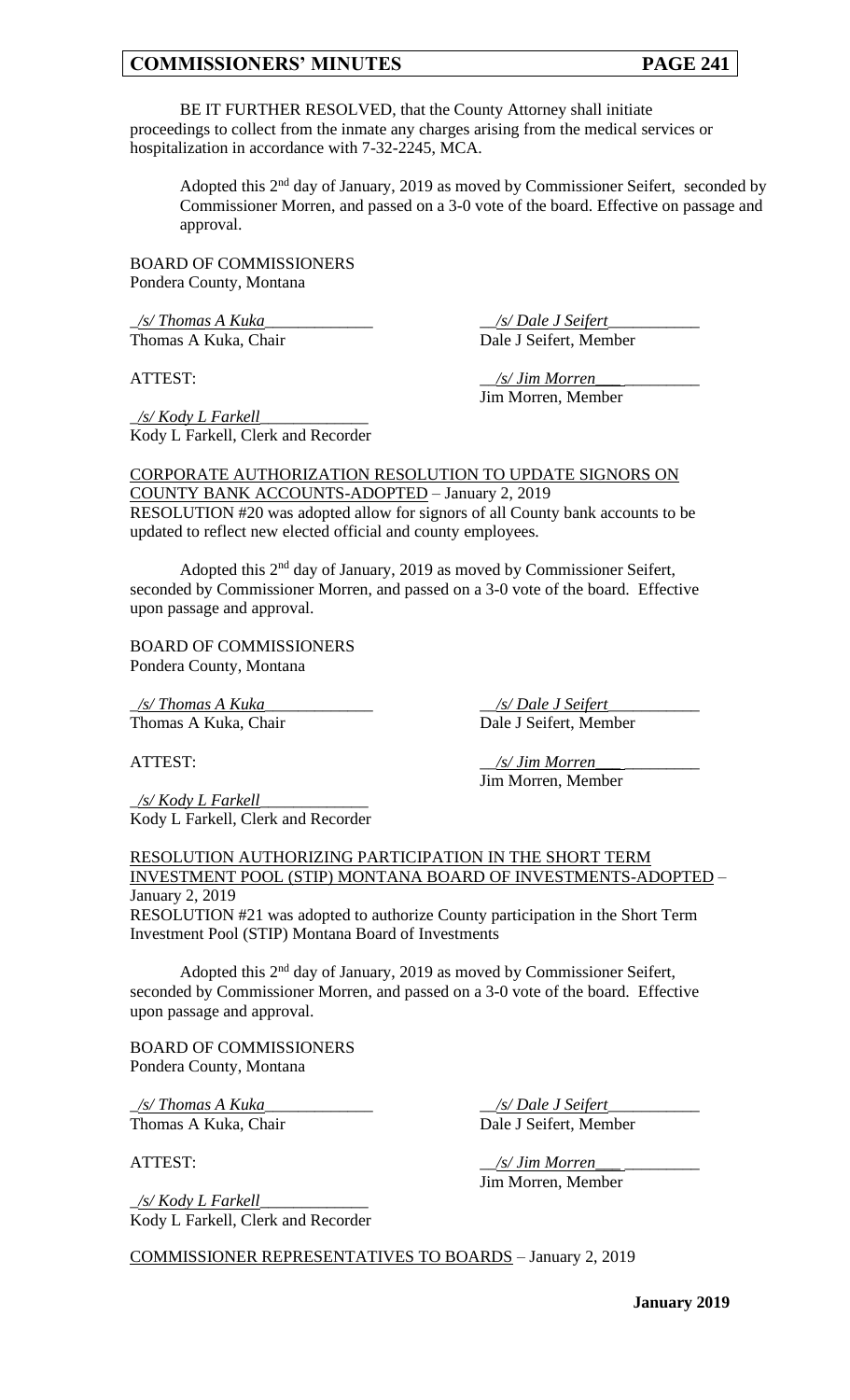BE IT FURTHER RESOLVED, that the County Attorney shall initiate proceedings to collect from the inmate any charges arising from the medical services or hospitalization in accordance with 7-32-2245, MCA.

Adopted this 2nd day of January, 2019 as moved by Commissioner Seifert, seconded by Commissioner Morren, and passed on a 3-0 vote of the board. Effective on passage and approval.

BOARD OF COMMISSIONERS
Pondera County, Montana

_/s/ Thomas A Kuka_____________
Thomas A Kuka, Chair

__/s/ Dale J Seifert___________
Dale J Seifert, Member

ATTEST:

__/s/ Jim Morren___ _________
Jim Morren, Member

_/s/ Kody L Farkell_____________
Kody L Farkell, Clerk and Recorder

CORPORATE AUTHORIZATION RESOLUTION TO UPDATE SIGNORS ON COUNTY BANK ACCOUNTS-ADOPTED – January 2, 2019
RESOLUTION #20 was adopted allow for signors of all County bank accounts to be updated to reflect new elected official and county employees.

Adopted this 2nd day of January, 2019 as moved by Commissioner Seifert, seconded by Commissioner Morren, and passed on a 3-0 vote of the board. Effective upon passage and approval.

BOARD OF COMMISSIONERS
Pondera County, Montana

_/s/ Thomas A Kuka_____________
Thomas A Kuka, Chair

__/s/ Dale J Seifert___________
Dale J Seifert, Member

ATTEST:

__/s/ Jim Morren___ _________
Jim Morren, Member

_/s/ Kody L Farkell_____________
Kody L Farkell, Clerk and Recorder

RESOLUTION AUTHORIZING PARTICIPATION IN THE SHORT TERM INVESTMENT POOL (STIP) MONTANA BOARD OF INVESTMENTS-ADOPTED – January 2, 2019
RESOLUTION #21 was adopted to authorize County participation in the Short Term Investment Pool (STIP) Montana Board of Investments

Adopted this 2nd day of January, 2019 as moved by Commissioner Seifert, seconded by Commissioner Morren, and passed on a 3-0 vote of the board. Effective upon passage and approval.

BOARD OF COMMISSIONERS
Pondera County, Montana

_/s/ Thomas A Kuka_____________
Thomas A Kuka, Chair

__/s/ Dale J Seifert___________
Dale J Seifert, Member

ATTEST:

__/s/ Jim Morren___ _________
Jim Morren, Member

_/s/ Kody L Farkell_____________
Kody L Farkell, Clerk and Recorder

COMMISSIONER REPRESENTATIVES TO BOARDS – January 2, 2019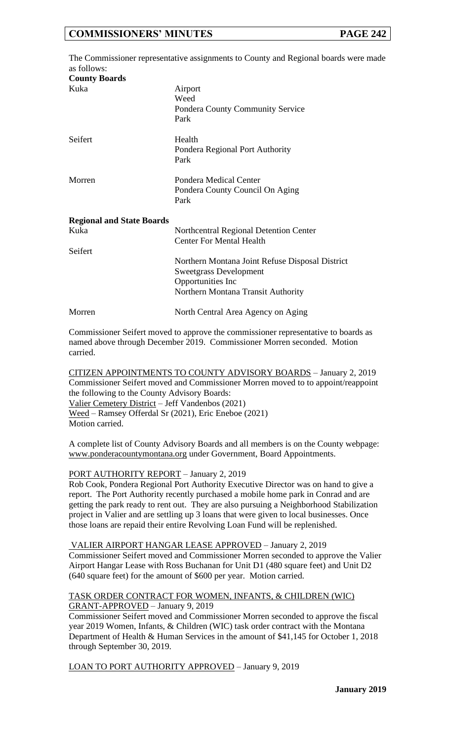The Commissioner representative assignments to County and Regional boards were made as follows:

**County Boards**

| | |
|---|---|
| Kuka | Airport<br>Weed<br>Pondera County Community Service<br>Park |
| Seifert | Health<br>Pondera Regional Port Authority<br>Park |
| Morren | Pondera Medical Center<br>Pondera County Council On Aging<br>Park |

**Regional and State Boards**

| | |
|---|---|
| Kuka | Northcentral Regional Detention Center<br>Center For Mental Health |
| Seifert | Northern Montana Joint Refuse Disposal District<br>Sweetgrass Development<br>Opportunities Inc<br>Northern Montana Transit Authority |
| Morren | North Central Area Agency on Aging |

Commissioner Seifert moved to approve the commissioner representative to boards as named above through December 2019. Commissioner Morren seconded. Motion carried.

CITIZEN APPOINTMENTS TO COUNTY ADVISORY BOARDS – January 2, 2019

Commissioner Seifert moved and Commissioner Morren moved to to appoint/reappoint the following to the County Advisory Boards:

Valier Cemetery District – Jeff Vandenbos (2021)

Weed – Ramsey Offerdal Sr (2021), Eric Eneboe (2021)

Motion carried.

A complete list of County Advisory Boards and all members is on the County webpage: www.ponderacountymontana.org under Government, Board Appointments.

PORT AUTHORITY REPORT – January 2, 2019

Rob Cook, Pondera Regional Port Authority Executive Director was on hand to give a report. The Port Authority recently purchased a mobile home park in Conrad and are getting the park ready to rent out. They are also pursuing a Neighborhood Stabilization project in Valier and are settling up 3 loans that were given to local businesses. Once those loans are repaid their entire Revolving Loan Fund will be replenished.

VALIER AIRPORT HANGAR LEASE APPROVED – January 2, 2019

Commissioner Seifert moved and Commissioner Morren seconded to approve the Valier Airport Hangar Lease with Ross Buchanan for Unit D1 (480 square feet) and Unit D2 (640 square feet) for the amount of $600 per year. Motion carried.

TASK ORDER CONTRACT FOR WOMEN, INFANTS, & CHILDREN (WIC) GRANT-APPROVED – January 9, 2019

Commissioner Seifert moved and Commissioner Morren seconded to approve the fiscal year 2019 Women, Infants, & Children (WIC) task order contract with the Montana Department of Health & Human Services in the amount of $41,145 for October 1, 2018 through September 30, 2019.

LOAN TO PORT AUTHORITY APPROVED – January 9, 2019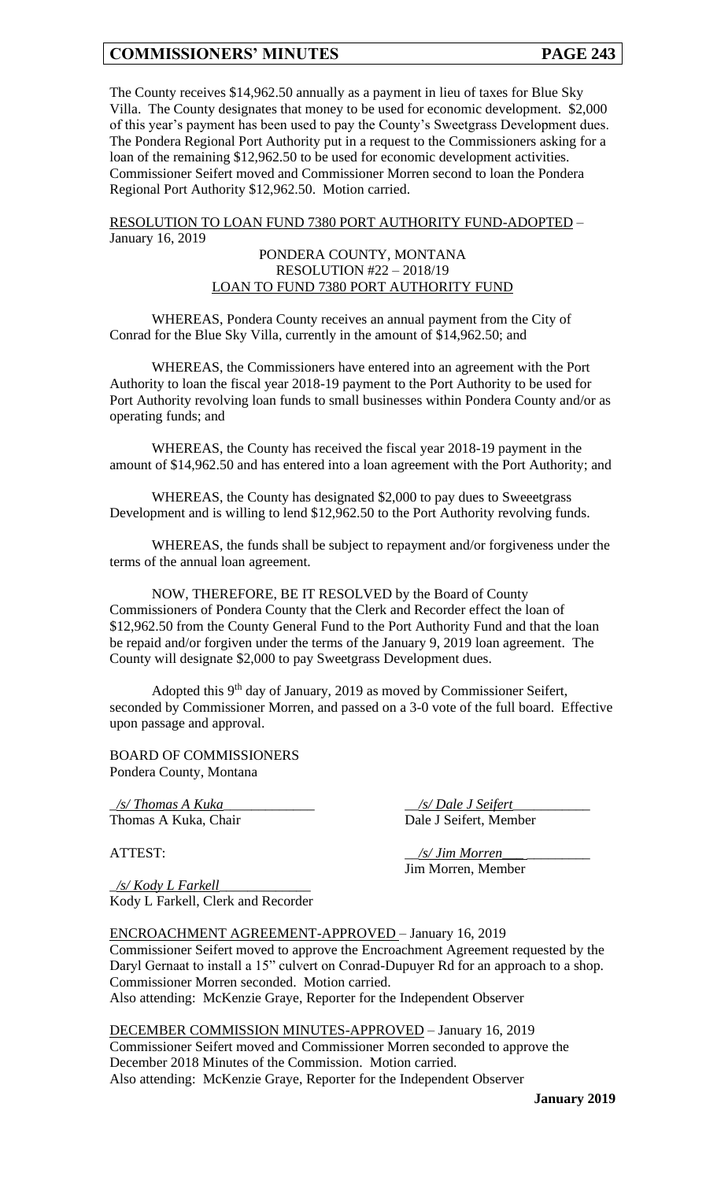The County receives $14,962.50 annually as a payment in lieu of taxes for Blue Sky Villa. The County designates that money to be used for economic development. $2,000 of this year's payment has been used to pay the County's Sweetgrass Development dues. The Pondera Regional Port Authority put in a request to the Commissioners asking for a loan of the remaining $12,962.50 to be used for economic development activities. Commissioner Seifert moved and Commissioner Morren second to loan the Pondera Regional Port Authority $12,962.50. Motion carried.

RESOLUTION TO LOAN FUND 7380 PORT AUTHORITY FUND-ADOPTED – January 16, 2019

PONDERA COUNTY, MONTANA
RESOLUTION #22 – 2018/19
LOAN TO FUND 7380 PORT AUTHORITY FUND

WHEREAS, Pondera County receives an annual payment from the City of Conrad for the Blue Sky Villa, currently in the amount of $14,962.50; and

WHEREAS, the Commissioners have entered into an agreement with the Port Authority to loan the fiscal year 2018-19 payment to the Port Authority to be used for Port Authority revolving loan funds to small businesses within Pondera County and/or as operating funds; and

WHEREAS, the County has received the fiscal year 2018-19 payment in the amount of $14,962.50 and has entered into a loan agreement with the Port Authority; and

WHEREAS, the County has designated $2,000 to pay dues to Sweeetgrass Development and is willing to lend $12,962.50 to the Port Authority revolving funds.

WHEREAS, the funds shall be subject to repayment and/or forgiveness under the terms of the annual loan agreement.

NOW, THEREFORE, BE IT RESOLVED by the Board of County Commissioners of Pondera County that the Clerk and Recorder effect the loan of $12,962.50 from the County General Fund to the Port Authority Fund and that the loan be repaid and/or forgiven under the terms of the January 9, 2019 loan agreement. The County will designate $2,000 to pay Sweetgrass Development dues.

Adopted this 9th day of January, 2019 as moved by Commissioner Seifert, seconded by Commissioner Morren, and passed on a 3-0 vote of the full board. Effective upon passage and approval.

BOARD OF COMMISSIONERS
Pondera County, Montana

*/s/ Thomas A Kuka*
Thomas A Kuka, Chair

*/s/ Dale J Seifert*
Dale J Seifert, Member

*/s/ Jim Morren*
Jim Morren, Member

ATTEST:

*/s/ Kody L Farkell*
Kody L Farkell, Clerk and Recorder

ENCROACHMENT AGREEMENT-APPROVED – January 16, 2019
Commissioner Seifert moved to approve the Encroachment Agreement requested by the Daryl Gernaat to install a 15" culvert on Conrad-Dupuyer Rd for an approach to a shop. Commissioner Morren seconded. Motion carried.
Also attending: McKenzie Graye, Reporter for the Independent Observer

DECEMBER COMMISSION MINUTES-APPROVED – January 16, 2019
Commissioner Seifert moved and Commissioner Morren seconded to approve the December 2018 Minutes of the Commission. Motion carried.
Also attending: McKenzie Graye, Reporter for the Independent Observer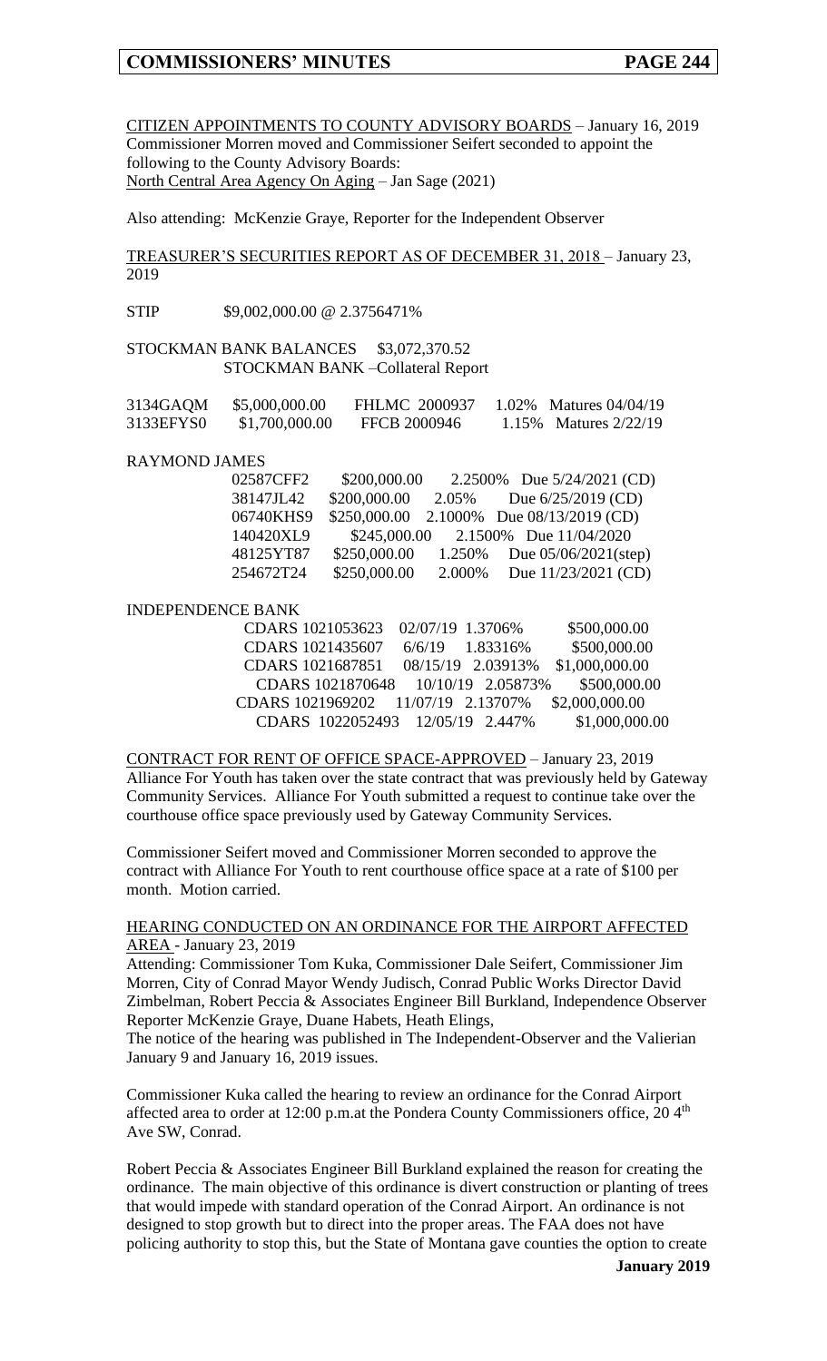CITIZEN APPOINTMENTS TO COUNTY ADVISORY BOARDS – January 16, 2019
Commissioner Morren moved and Commissioner Seifert seconded to appoint the following to the County Advisory Boards:
North Central Area Agency On Aging – Jan Sage (2021)

Also attending: McKenzie Graye, Reporter for the Independent Observer

TREASURER'S SECURITIES REPORT AS OF DECEMBER 31, 2018 – January 23, 2019

STIP $9,002,000.00 @ 2.3756471%

STOCKMAN BANK BALANCES $3,072,370.52
STOCKMAN BANK –Collateral Report

| | | | | |
|---|---|---|---|---|
| 3134GAQM | $5,000,000.00 | FHLMC 2000937 | 1.02% | Matures 04/04/19 |
| 3133EFYS0 | $1,700,000.00 | FFCB 2000946 | 1.15% | Matures 2/22/19 |

RAYMOND JAMES

| | | | |
|---|---|---|---|
| 02587CFF2 | $200,000.00 | 2.2500% | Due 5/24/2021 (CD) |
| 38147JL42 | $200,000.00 | 2.05% | Due 6/25/2019 (CD) |
| 06740KHS9 | $250,000.00 | 2.1000% | Due 08/13/2019 (CD) |
| 140420XL9 | $245,000.00 | 2.1500% | Due 11/04/2020 |
| 48125YT87 | $250,000.00 | 1.250% | Due 05/06/2021(step) |
| 254672T24 | $250,000.00 | 2.000% | Due 11/23/2021 (CD) |

INDEPENDENCE BANK

| | | | |
|---|---|---|---|
| CDARS 1021053623 | 02/07/19 | 1.3706% | $500,000.00 |
| CDARS 1021435607 | 6/6/19 | 1.83316% | $500,000.00 |
| CDARS 1021687851 | 08/15/19 | 2.03913% | $1,000,000.00 |
| CDARS 1021870648 | 10/10/19 | 2.05873% | $500,000.00 |
| CDARS 1021969202 | 11/07/19 | 2.13707% | $2,000,000.00 |
| CDARS 1022052493 | 12/05/19 | 2.447% | $1,000,000.00 |

CONTRACT FOR RENT OF OFFICE SPACE-APPROVED – January 23, 2019
Alliance For Youth has taken over the state contract that was previously held by Gateway Community Services. Alliance For Youth submitted a request to continue take over the courthouse office space previously used by Gateway Community Services.

Commissioner Seifert moved and Commissioner Morren seconded to approve the contract with Alliance For Youth to rent courthouse office space at a rate of $100 per month. Motion carried.

HEARING CONDUCTED ON AN ORDINANCE FOR THE AIRPORT AFFECTED AREA - January 23, 2019
Attending: Commissioner Tom Kuka, Commissioner Dale Seifert, Commissioner Jim Morren, City of Conrad Mayor Wendy Judisch, Conrad Public Works Director David Zimbelman, Robert Peccia & Associates Engineer Bill Burkland, Independence Observer Reporter McKenzie Graye, Duane Habets, Heath Elings,
The notice of the hearing was published in The Independent-Observer and the Valierian January 9 and January 16, 2019 issues.

Commissioner Kuka called the hearing to review an ordinance for the Conrad Airport affected area to order at 12:00 p.m.at the Pondera County Commissioners office, 20 4th Ave SW, Conrad.

Robert Peccia & Associates Engineer Bill Burkland explained the reason for creating the ordinance. The main objective of this ordinance is divert construction or planting of trees that would impede with standard operation of the Conrad Airport. An ordinance is not designed to stop growth but to direct into the proper areas. The FAA does not have policing authority to stop this, but the State of Montana gave counties the option to create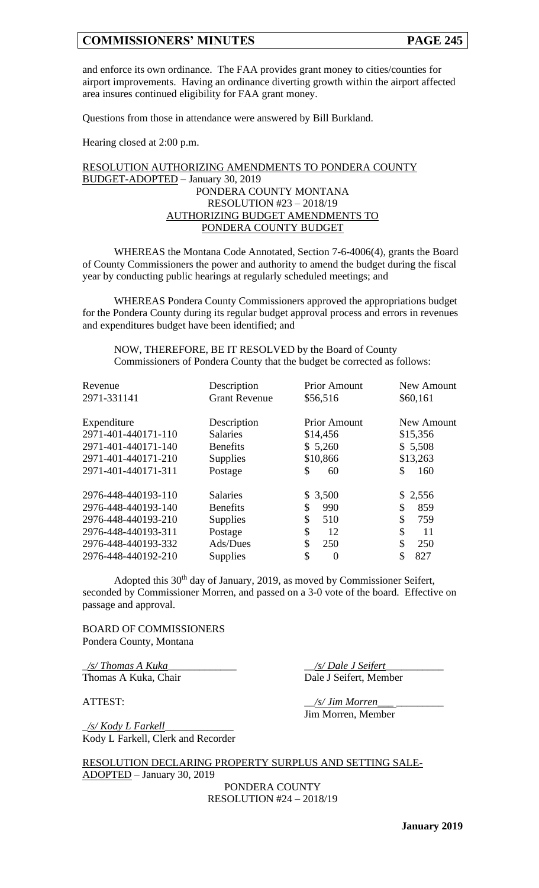and enforce its own ordinance. The FAA provides grant money to cities/counties for airport improvements. Having an ordinance diverting growth within the airport affected area insures continued eligibility for FAA grant money.

Questions from those in attendance were answered by Bill Burkland.

Hearing closed at 2:00 p.m.

RESOLUTION AUTHORIZING AMENDMENTS TO PONDERA COUNTY BUDGET-ADOPTED – January 30, 2019

PONDERA COUNTY MONTANA
RESOLUTION #23 – 2018/19
AUTHORIZING BUDGET AMENDMENTS TO
PONDERA COUNTY BUDGET

WHEREAS the Montana Code Annotated, Section 7-6-4006(4), grants the Board of County Commissioners the power and authority to amend the budget during the fiscal year by conducting public hearings at regularly scheduled meetings; and

WHEREAS Pondera County Commissioners approved the appropriations budget for the Pondera County during its regular budget approval process and errors in revenues and expenditures budget have been identified; and

NOW, THEREFORE, BE IT RESOLVED by the Board of County Commissioners of Pondera County that the budget be corrected as follows:

| Revenue | Description | Prior Amount | New Amount |
|---|---|---|---|
| 2971-331141 | Grant Revenue | $56,516 | $60,161 |

| Expenditure | Description | Prior Amount | New Amount |
|---|---|---|---|
| 2971-401-440171-110 | Salaries | $14,456 | $15,356 |
| 2971-401-440171-140 | Benefits | $ 5,260 | $ 5,508 |
| 2971-401-440171-210 | Supplies | $10,866 | $13,263 |
| 2971-401-440171-311 | Postage | $ 60 | $ 160 |
| 2976-448-440193-110 | Salaries | $ 3,500 | $ 2,556 |
| 2976-448-440193-140 | Benefits | $ 990 | $ 859 |
| 2976-448-440193-210 | Supplies | $ 510 | $ 759 |
| 2976-448-440193-311 | Postage | $ 12 | $ 11 |
| 2976-448-440193-332 | Ads/Dues | $ 250 | $ 250 |
| 2976-448-440192-210 | Supplies | $ 0 | $ 827 |

Adopted this 30th day of January, 2019, as moved by Commissioner Seifert, seconded by Commissioner Morren, and passed on a 3-0 vote of the board. Effective on passage and approval.

BOARD OF COMMISSIONERS
Pondera County, Montana

*/s/ Thomas A Kuka*
Thomas A Kuka, Chair

*/s/ Dale J Seifert*
Dale J Seifert, Member

ATTEST:

*/s/ Jim Morren*
Jim Morren, Member

*/s/ Kody L Farkell*
Kody L Farkell, Clerk and Recorder

RESOLUTION DECLARING PROPERTY SURPLUS AND SETTING SALE-ADOPTED – January 30, 2019

PONDERA COUNTY
RESOLUTION #24 – 2018/19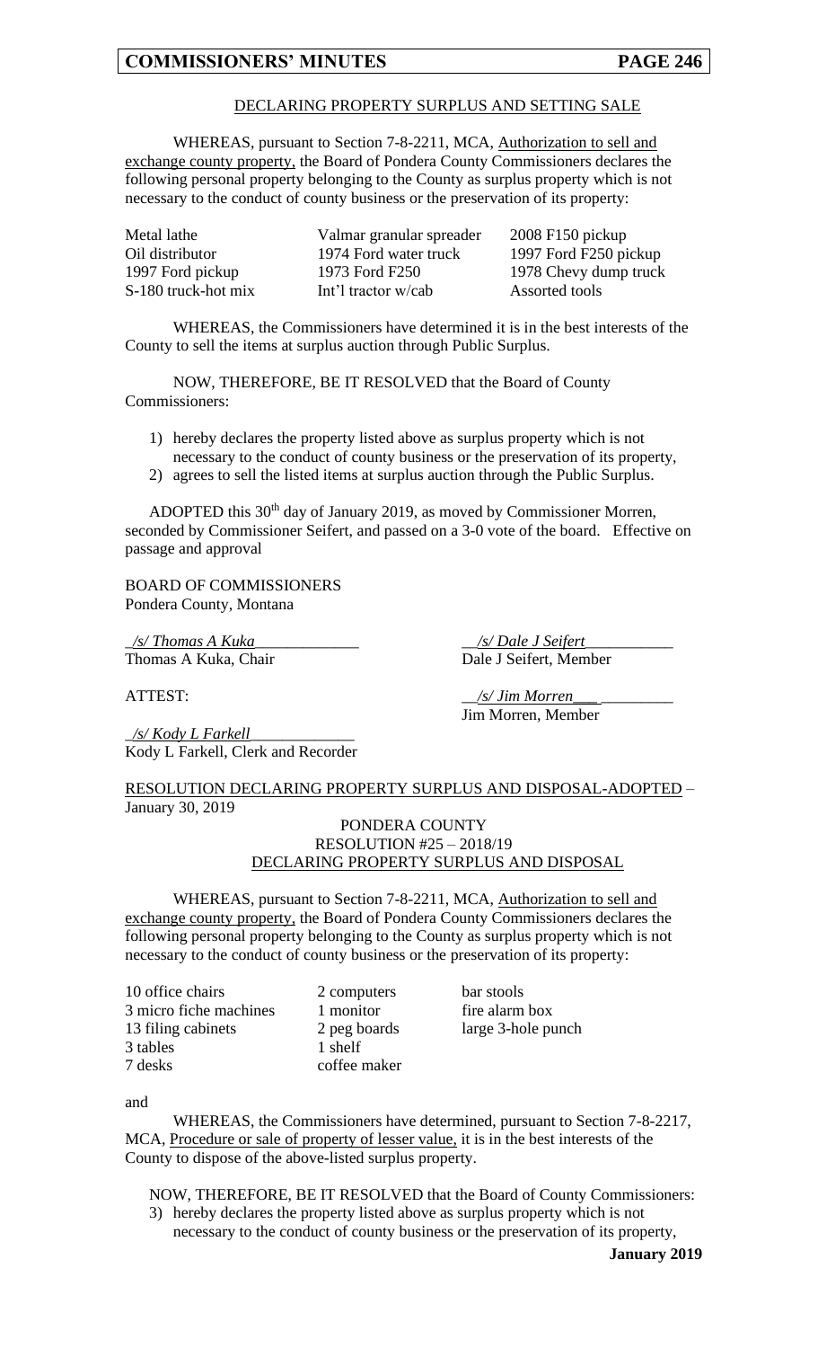DECLARING PROPERTY SURPLUS AND SETTING SALE

WHEREAS, pursuant to Section 7-8-2211, MCA, Authorization to sell and exchange county property, the Board of Pondera County Commissioners declares the following personal property belonging to the County as surplus property which is not necessary to the conduct of county business or the preservation of its property:

| | | |
|---|---|---|
| Metal lathe | Valmar granular spreader | 2008 F150 pickup |
| Oil distributor | 1974 Ford water truck | 1997 Ford F250 pickup |
| 1997 Ford pickup | 1973 Ford F250 | 1978 Chevy dump truck |
| S-180 truck-hot mix | Int'l tractor w/cab | Assorted tools |

WHEREAS, the Commissioners have determined it is in the best interests of the County to sell the items at surplus auction through Public Surplus.

NOW, THEREFORE, BE IT RESOLVED that the Board of County Commissioners:

1) hereby declares the property listed above as surplus property which is not necessary to the conduct of county business or the preservation of its property,
2) agrees to sell the listed items at surplus auction through the Public Surplus.

ADOPTED this 30th day of January 2019, as moved by Commissioner Morren, seconded by Commissioner Seifert, and passed on a 3-0 vote of the board. Effective on passage and approval

BOARD OF COMMISSIONERS
Pondera County, Montana

_/s/ Thomas A Kuka_
Thomas A Kuka, Chair

_/s/ Dale J Seifert_
Dale J Seifert, Member

ATTEST:

_/s/ Jim Morren_
Jim Morren, Member

_/s/ Kody L Farkell_
Kody L Farkell, Clerk and Recorder

RESOLUTION DECLARING PROPERTY SURPLUS AND DISPOSAL-ADOPTED – January 30, 2019

PONDERA COUNTY
RESOLUTION #25 – 2018/19
DECLARING PROPERTY SURPLUS AND DISPOSAL

WHEREAS, pursuant to Section 7-8-2211, MCA, Authorization to sell and exchange county property, the Board of Pondera County Commissioners declares the following personal property belonging to the County as surplus property which is not necessary to the conduct of county business or the preservation of its property:

| | | |
|---|---|---|
| 10 office chairs | 2 computers | bar stools |
| 3 micro fiche machines | 1 monitor | fire alarm box |
| 13 filing cabinets | 2 peg boards | large 3-hole punch |
| 3 tables | 1 shelf | |
| 7 desks | coffee maker | |

and

WHEREAS, the Commissioners have determined, pursuant to Section 7-8-2217, MCA, Procedure or sale of property of lesser value, it is in the best interests of the County to dispose of the above-listed surplus property.

NOW, THEREFORE, BE IT RESOLVED that the Board of County Commissioners:

3) hereby declares the property listed above as surplus property which is not necessary to the conduct of county business or the preservation of its property,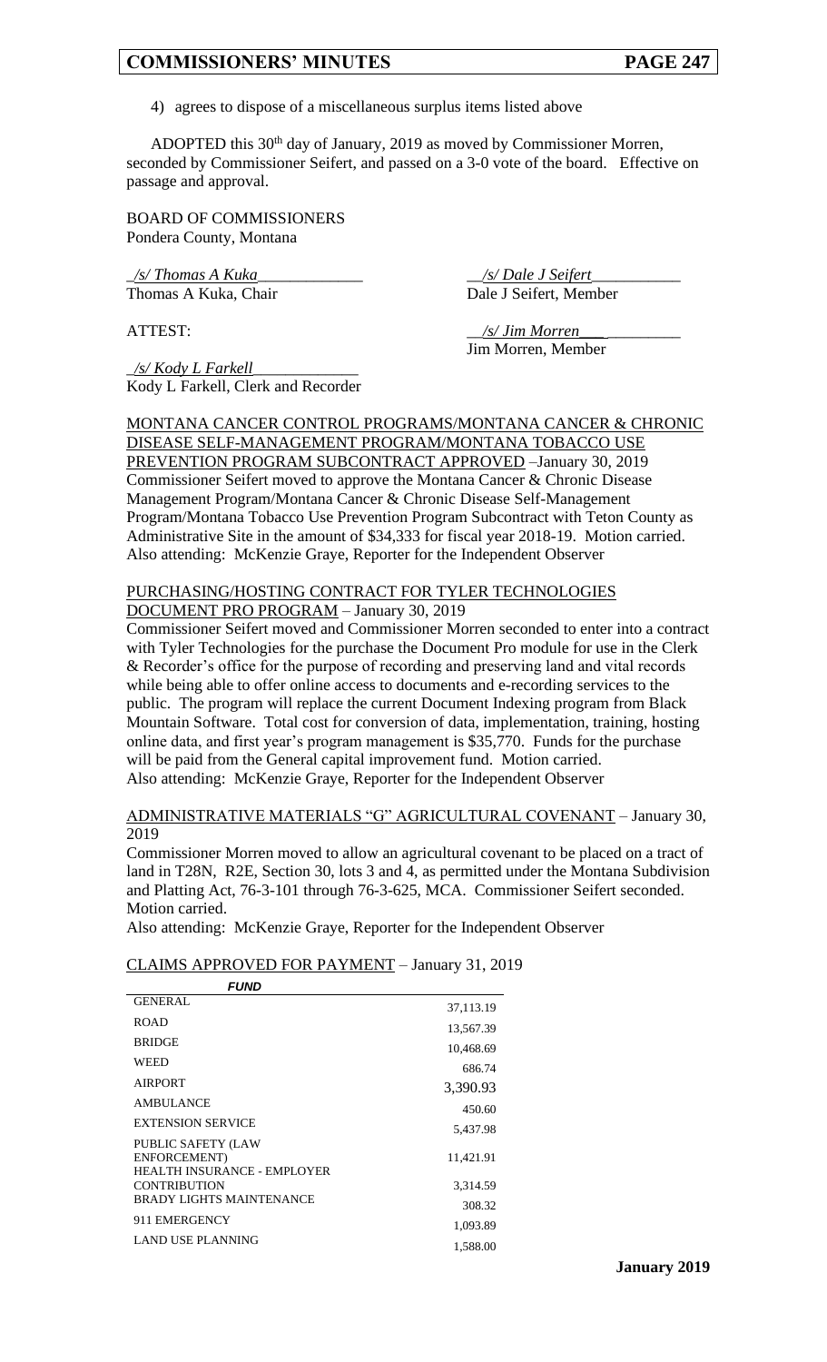4) agrees to dispose of a miscellaneous surplus items listed above

ADOPTED this 30th day of January, 2019 as moved by Commissioner Morren, seconded by Commissioner Seifert, and passed on a 3-0 vote of the board. Effective on passage and approval.

BOARD OF COMMISSIONERS
Pondera County, Montana

_/s/ Thomas A Kuka_____________
Thomas A Kuka, Chair

__/s/ Dale J Seifert___________
Dale J Seifert, Member

ATTEST:

__/s/ Jim Morren___ _________
Jim Morren, Member

_/s/ Kody L Farkell_____________
Kody L Farkell, Clerk and Recorder

MONTANA CANCER CONTROL PROGRAMS/MONTANA CANCER & CHRONIC DISEASE SELF-MANAGEMENT PROGRAM/MONTANA TOBACCO USE PREVENTION PROGRAM SUBCONTRACT APPROVED –January 30, 2019
Commissioner Seifert moved to approve the Montana Cancer & Chronic Disease Management Program/Montana Cancer & Chronic Disease Self-Management Program/Montana Tobacco Use Prevention Program Subcontract with Teton County as Administrative Site in the amount of $34,333 for fiscal year 2018-19. Motion carried.
Also attending: McKenzie Graye, Reporter for the Independent Observer

PURCHASING/HOSTING CONTRACT FOR TYLER TECHNOLOGIES DOCUMENT PRO PROGRAM – January 30, 2019
Commissioner Seifert moved and Commissioner Morren seconded to enter into a contract with Tyler Technologies for the purchase the Document Pro module for use in the Clerk & Recorder's office for the purpose of recording and preserving land and vital records while being able to offer online access to documents and e-recording services to the public. The program will replace the current Document Indexing program from Black Mountain Software. Total cost for conversion of data, implementation, training, hosting online data, and first year's program management is $35,770. Funds for the purchase will be paid from the General capital improvement fund. Motion carried.
Also attending: McKenzie Graye, Reporter for the Independent Observer

ADMINISTRATIVE MATERIALS "G" AGRICULTURAL COVENANT – January 30, 2019
Commissioner Morren moved to allow an agricultural covenant to be placed on a tract of land in T28N, R2E, Section 30, lots 3 and 4, as permitted under the Montana Subdivision and Platting Act, 76-3-101 through 76-3-625, MCA. Commissioner Seifert seconded. Motion carried.
Also attending: McKenzie Graye, Reporter for the Independent Observer

CLAIMS APPROVED FOR PAYMENT – January 31, 2019

| *FUND* | |
|---|---|
| GENERAL | 37,113.19 |
| ROAD | 13,567.39 |
| BRIDGE | 10,468.69 |
| WEED | 686.74 |
| AIRPORT | 3,390.93 |
| AMBULANCE | 450.60 |
| EXTENSION SERVICE | 5,437.98 |
| PUBLIC SAFETY (LAW ENFORCEMENT) | 11,421.91 |
| HEALTH INSURANCE - EMPLOYER CONTRIBUTION | 3,314.59 |
| BRADY LIGHTS MAINTENANCE | 308.32 |
| 911 EMERGENCY | 1,093.89 |
| LAND USE PLANNING | 1,588.00 |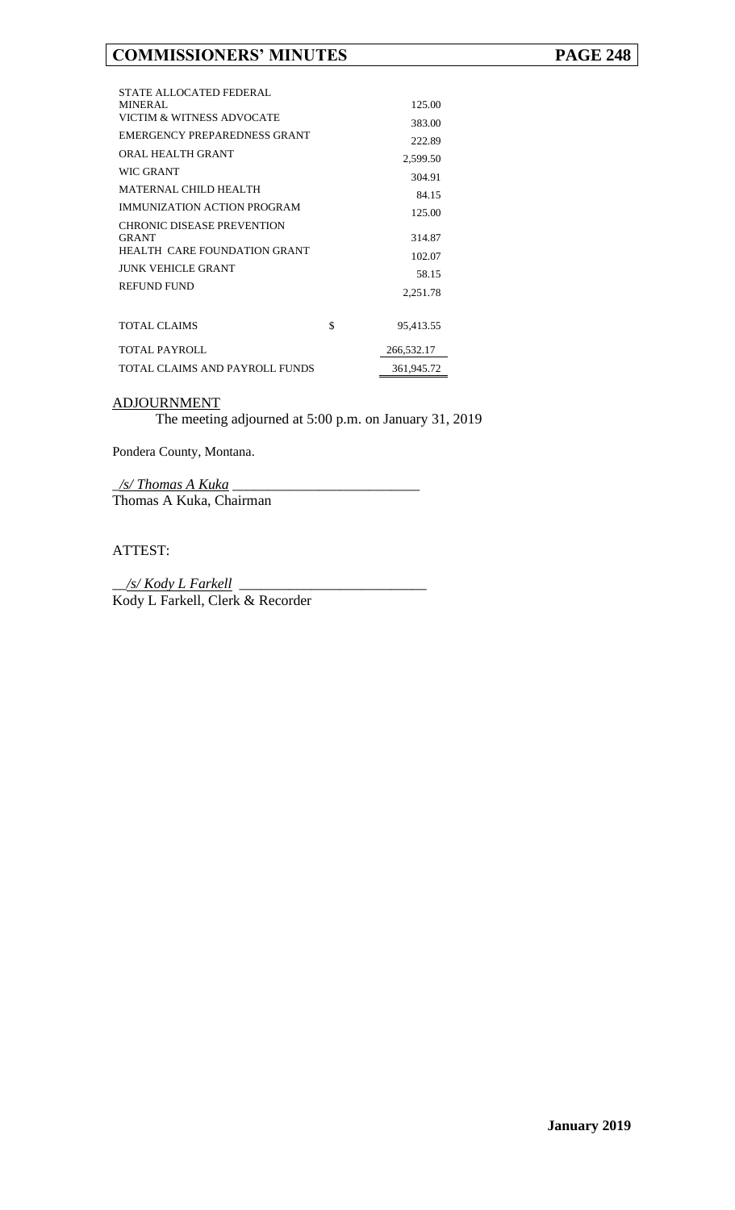| | | |
|---|---|---|
| STATE ALLOCATED FEDERAL MINERAL | | 125.00 |
| VICTIM & WITNESS ADVOCATE | | 383.00 |
| EMERGENCY PREPAREDNESS GRANT | | 222.89 |
| ORAL HEALTH GRANT | | 2,599.50 |
| WIC GRANT | | 304.91 |
| MATERNAL CHILD HEALTH | | 84.15 |
| IMMUNIZATION ACTION PROGRAM | | 125.00 |
| CHRONIC DISEASE PREVENTION GRANT | | 314.87 |
| HEALTH CARE FOUNDATION GRANT | | 102.07 |
| JUNK VEHICLE GRANT | | 58.15 |
| REFUND FUND | | 2,251.78 |
| TOTAL CLAIMS | $ | 95,413.55 |
| TOTAL PAYROLL | | 266,532.17 |
| TOTAL CLAIMS AND PAYROLL FUNDS | | 361,945.72 |

ADJOURNMENT

The meeting adjourned at 5:00 p.m. on January 31, 2019

Pondera County, Montana.

*/s/ Thomas A Kuka*
Thomas A Kuka, Chairman

ATTEST:

*/s/ Kody L Farkell*
Kody L Farkell, Clerk & Recorder